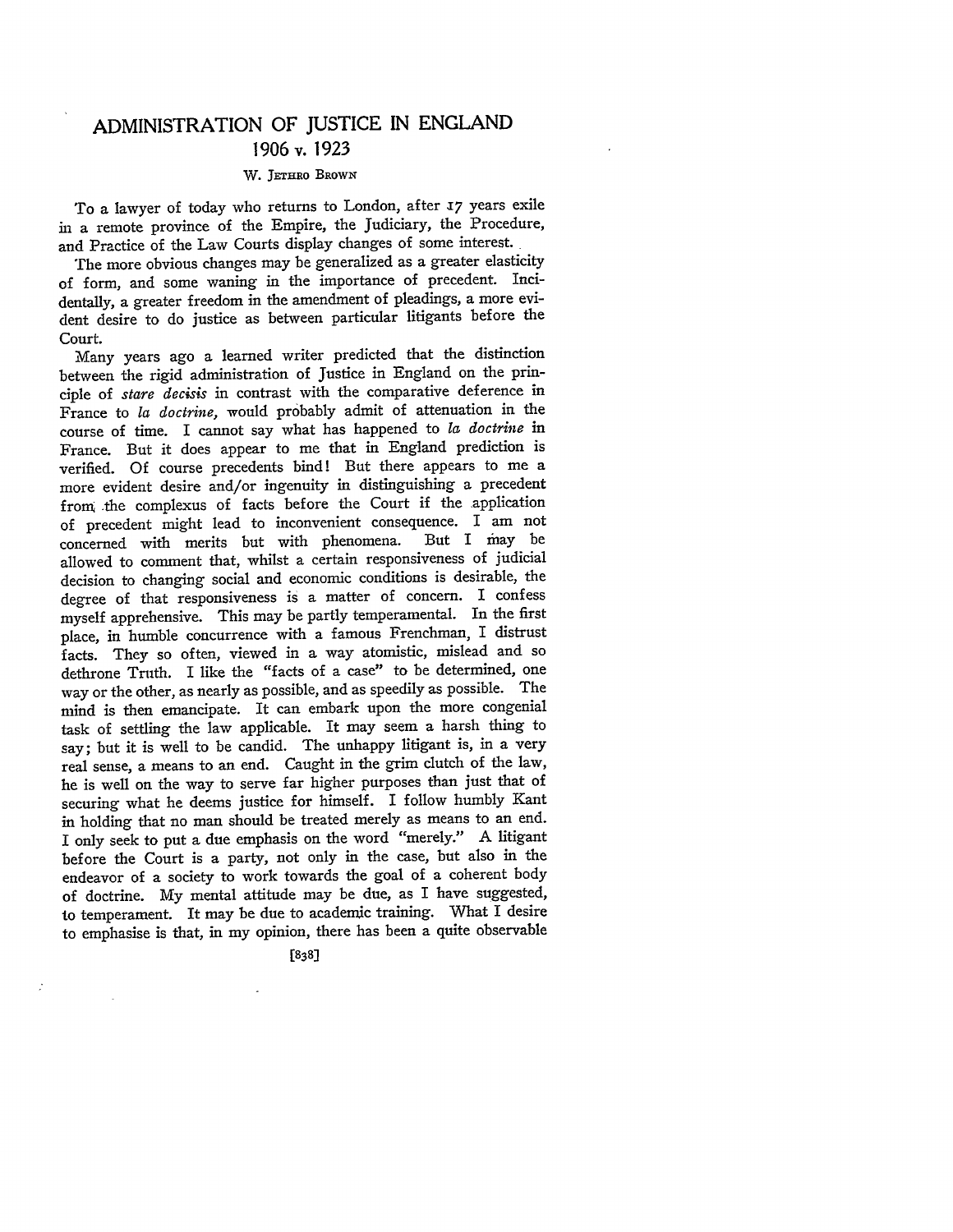# ADMINISTRATION OF JUSTICE IN ENGLAND 1906 v. 1923

W. JETHRO BROWN

To a lawyer of today who returns to London, after 17 years exile in a remote province of the Empire, the Judiciary, the Procedure, and Practice of the Law Courts display changes of some interest.

The more obvious changes may be generalized as a greater elasticity of form, and some waning in the importance of precedent. Incidentally, a greater freedom in the amendment of pleadings, a more evident desire to do justice as between particular litigants before the Court.

Many years ago a learned writer predicted that the distinction between the rigid administration of Justice in England on the principle of *stare decisis* in contrast with the comparative deference in France to *la doctrine,* would probably admit of attenuation in the course of time. I cannot say what has happened to *la doctrine* in France. But it does appear to me that in England prediction is verified. Of course precedents bind! But there appears to me a more evident desire and/or ingenuity in distinguishing a precedent from the complexus of facts before the Court if the application of precedent might lead to inconvenient consequence. I am not concerned with merits but with phenomena. But I may be allowed to comment that, whilst a certain responsiveness of judicial decision to changing social and economic conditions is desirable, the degree of that responsiveness is a matter of concern. I confess myself apprehensive. This may be partly temperamental. In the first place, in humble concurrence with a famous Frenchman, I distrust facts. They so often, viewed in a way atomistic, mislead and so dethrone Truth. I like the "facts of a case" to be determined, one way or the other, as nearly as possible, and as speedily as possible. The mind is then emancipate. It can embark upon the more congenial task of settling the law applicable. It may seem a harsh thing to say; but it is well to be candid. The unhappy litigant is, in a very real sense, a means to an end. Caught in the grim clutch of the law, he is well on the way to serve far higher purposes than just that of securing what he deems justice for himself. I follow humbly Kant in holding that no man should be treated merely as means to an end. I only seek to put a due emphasis on the word "merely." A litigant before the Court is a party, not only in the case, but also in the endeavor of a society to work towards the goal of a coherent body of doctrine. My mental attitude may be due, as I have suggested, to temperament. It may be due to academic training. What I desire to emphasise is that, in my opinion, there has been a quite observable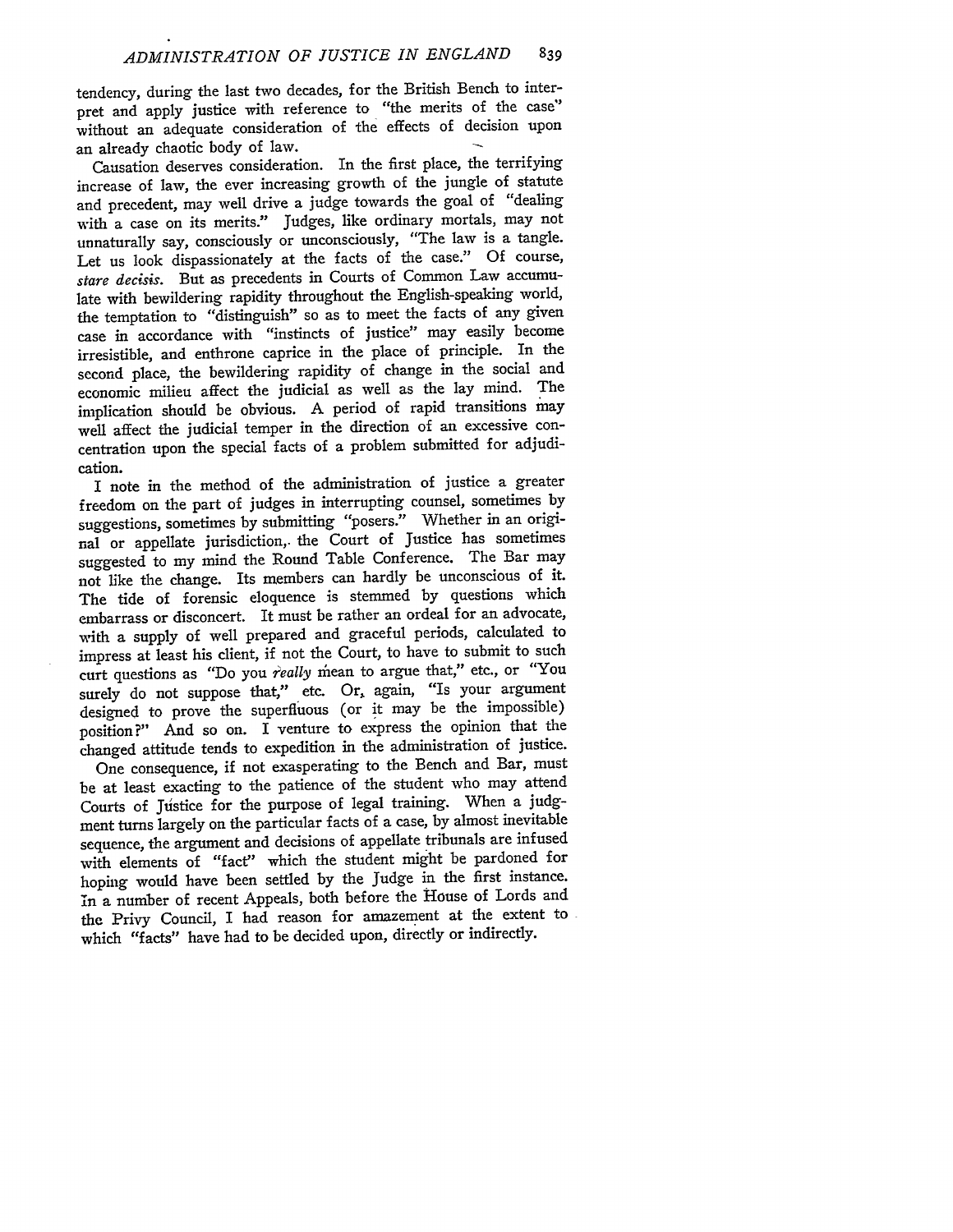tendency, during the last two decades, for the British Bench to interpret and apply justice with reference to "the merits of the case" without an adequate consideration of the effects of decision upon an already chaotic body of law.

Causation deserves consideration. In the first place, the terrifying increase of law, the ever increasing growth of the jungle of statute and precedent, may well drive a judge towards the goal of "dealing with a case on its merits." Judges, like ordinary mortals, may not unnaturally say, consciously or unconsciously, "The law is a tangle. Let us look dispassionately at the facts of the case." Of course, *stare decisis*. But as precedents in Courts of Common Law accumulate with bewildering rapidity throughout the English-speaking world, the temptation to "distinguish" so as to meet the facts of any given case in accordance with "instincts of justice" may easily become irresistible, and enthrone caprice in the place of principle. In the second place, the bewildering rapidity of change in the social and economic milieu affect the judicial as well as the lay mind. The implication should be obvious. A period of rapid transitions may well affect the judicial temper in the direction of an excessive concentration upon the special facts of a problem submitted for adjudication.

I note in the method of the administration of justice a greater freedom on the part of judges in interrupting counsel, sometimes by suggestions, sometimes by submitting "posers." Whether in an original or appellate jurisdiction, the Court of Justice has sometimes suggested to my mind the Round Table Conference. The Bar may not like the change. Its members can hardly be unconscious of it. The tide of forensic eloquence is stemmed by questions which embarrass or disconcert. It must be rather an ordeal for an advocate, with a supply of well prepared and graceful periods, calculated to impress at least his client, if not the Court, to have to submit to such curt questions as "Do you *really* mean to argue that," etc., or "You surely do not suppose that," etc. Or, again, "Is your argument designed to prove the superfluous (or it may be the impossible) position?" And so on. I venture to express the opinion that the changed attitude tends to expedition in the administration of justice.

One consequence, if not exasperating to the Bench and Bar, must be at least exacting to the patience of the student who may attend Courts of Justice for the purpose of legal training. When a judgment turns largely on the particular facts of a case, by almost inevitable sequence, the argument and decisions of appellate tribunals are infused with elements of "fact" which the student might be pardoned for hoping would have been settled by the Judge in the first instance. In a number of recent Appeals, both before the House of Lords and the Privy Council, I had reason for amazement at the extent to which "facts" have had to be decided upon, directly or indirectly.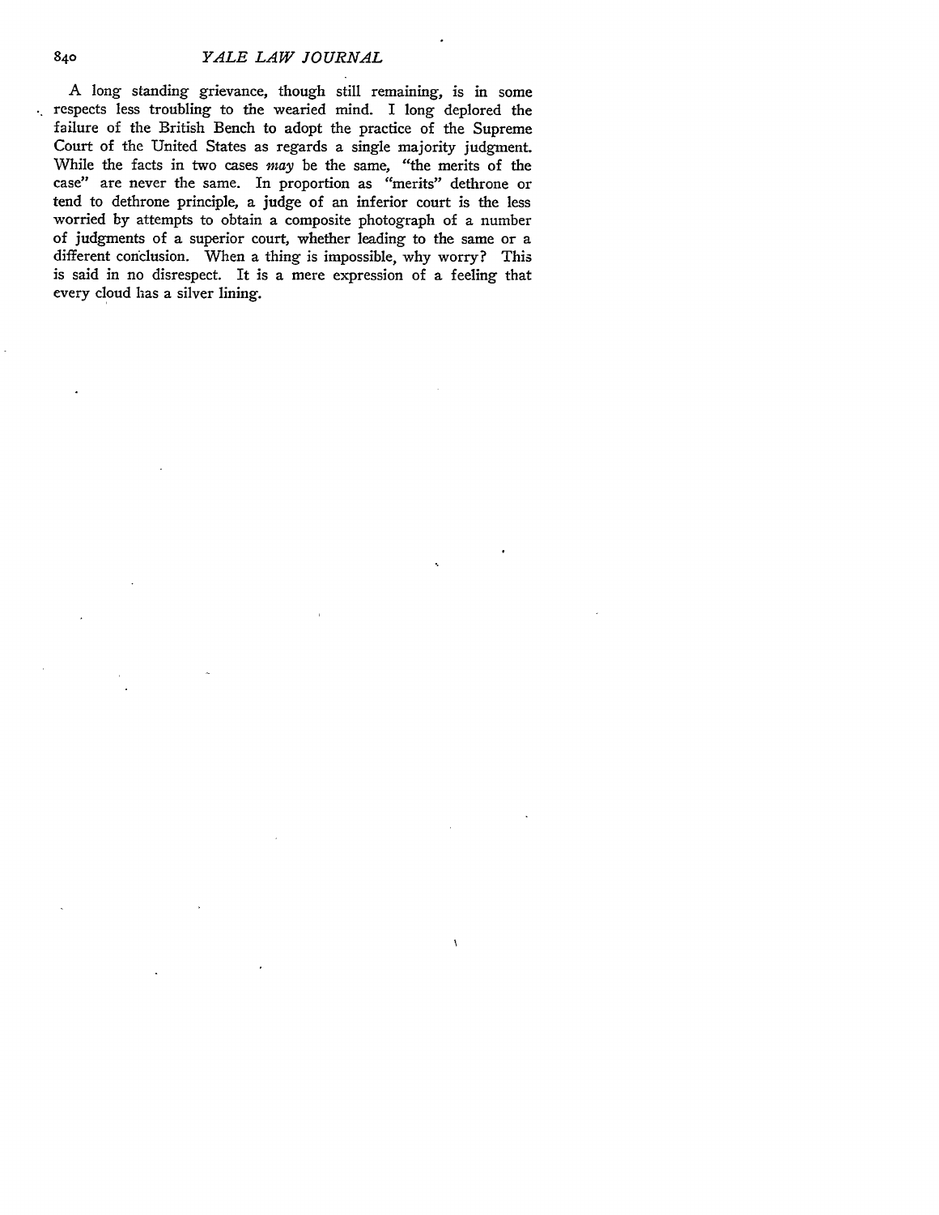A long standing grievance, though still remaining, is in some respects less troubling to the wearied mind. I long deplored the failure of the British Bench to adopt the practice of the Supreme Court of the United States as regards a single majority judgment. While the facts in two cases *may* be the same, "the merits of the case" are never the same. In proportion as "merits" dethrone or tend to dethrone principle, a judge of an inferior court is the less worried by attempts to obtain a composite photograph of a number of judgments of a superior court, whether leading to the same or a different conclusion. When a thing is impossible, why worry? This is said in no disrespect. It is a mere expression of a feeling that every cloud has a silver lining.